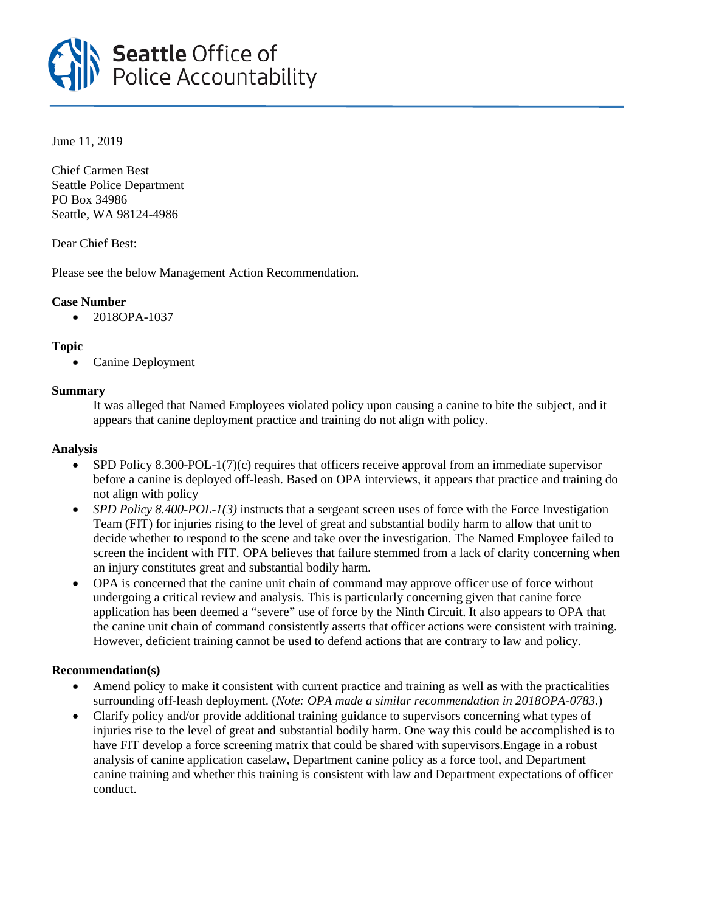# Seattle Office of Police Accountability

June 11, 2019

Chief Carmen Best
Seattle Police Department
PO Box 34986
Seattle, WA 98124-4986

Dear Chief Best:

Please see the below Management Action Recommendation.

**Case Number**

- 2018OPA-1037

**Topic**

- Canine Deployment

**Summary**

It was alleged that Named Employees violated policy upon causing a canine to bite the subject, and it appears that canine deployment practice and training do not align with policy.

**Analysis**

- SPD Policy 8.300-POL-1(7)(c) requires that officers receive approval from an immediate supervisor before a canine is deployed off-leash. Based on OPA interviews, it appears that practice and training do not align with policy
- *SPD Policy 8.400-POL-1(3)* instructs that a sergeant screen uses of force with the Force Investigation Team (FIT) for injuries rising to the level of great and substantial bodily harm to allow that unit to decide whether to respond to the scene and take over the investigation. The Named Employee failed to screen the incident with FIT. OPA believes that failure stemmed from a lack of clarity concerning when an injury constitutes great and substantial bodily harm.
- OPA is concerned that the canine unit chain of command may approve officer use of force without undergoing a critical review and analysis. This is particularly concerning given that canine force application has been deemed a "severe" use of force by the Ninth Circuit. It also appears to OPA that the canine unit chain of command consistently asserts that officer actions were consistent with training. However, deficient training cannot be used to defend actions that are contrary to law and policy.

**Recommendation(s)**

- Amend policy to make it consistent with current practice and training as well as with the practicalities surrounding off-leash deployment. (*Note: OPA made a similar recommendation in 2018OPA-0783*.)
- Clarify policy and/or provide additional training guidance to supervisors concerning what types of injuries rise to the level of great and substantial bodily harm. One way this could be accomplished is to have FIT develop a force screening matrix that could be shared with supervisors.Engage in a robust analysis of canine application caselaw, Department canine policy as a force tool, and Department canine training and whether this training is consistent with law and Department expectations of officer conduct.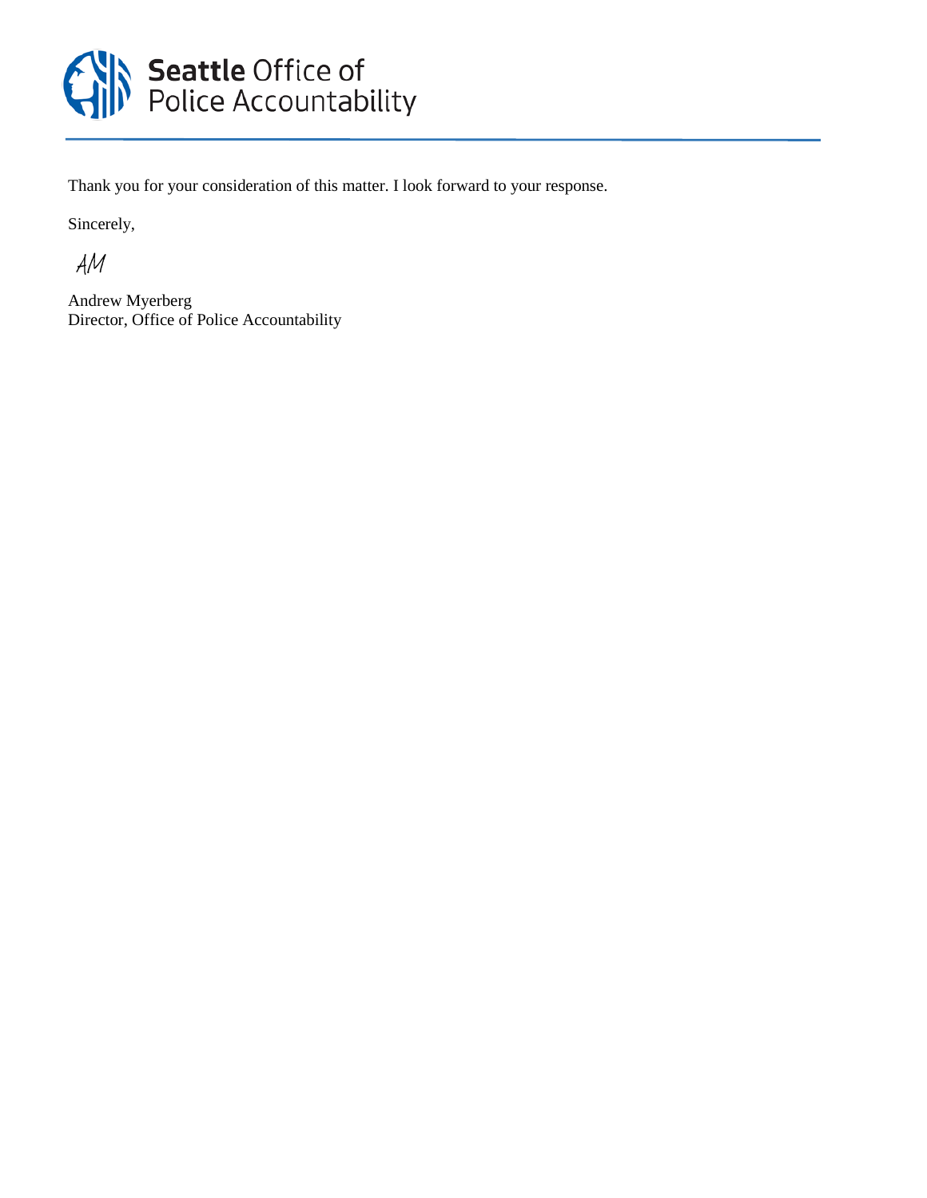Thank you for your consideration of this matter. I look forward to your response.

Sincerely,

AM

Andrew Myerberg
Director, Office of Police Accountability